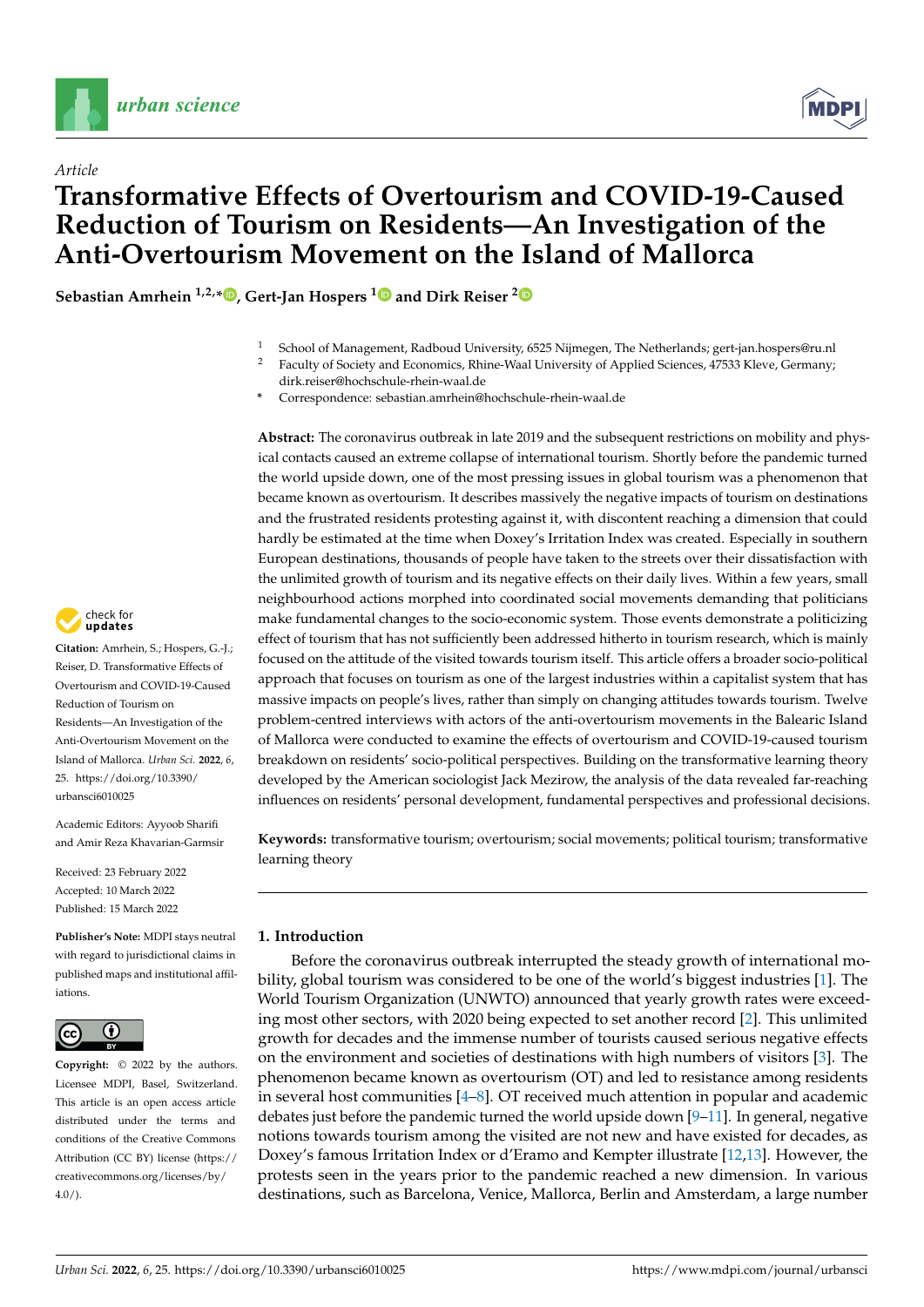*Article*

# Transformative Effects of Overtourism and COVID-19-Caused Reduction of Tourism on Residents—An Investigation of the Anti-Overtourism Movement on the Island of Mallorca

**Sebastian Amrhein [1,2,*], Gert-Jan Hospers [1] and Dirk Reiser [2]**

[1] School of Management, Radboud University, 6525 Nijmegen, The Netherlands; gert-jan.hospers@ru.nl
[2] Faculty of Society and Economics, Rhine-Waal University of Applied Sciences, 47533 Kleve, Germany; dirk.reiser@hochschule-rhein-waal.de
* Correspondence: sebastian.amrhein@hochschule-rhein-waal.de

**Abstract:** The coronavirus outbreak in late 2019 and the subsequent restrictions on mobility and physical contacts caused an extreme collapse of international tourism. Shortly before the pandemic turned the world upside down, one of the most pressing issues in global tourism was a phenomenon that became known as overtourism. It describes massively the negative impacts of tourism on destinations and the frustrated residents protesting against it, with discontent reaching a dimension that could hardly be estimated at the time when Doxey's Irritation Index was created. Especially in southern European destinations, thousands of people have taken to the streets over their dissatisfaction with the unlimited growth of tourism and its negative effects on their daily lives. Within a few years, small neighbourhood actions morphed into coordinated social movements demanding that politicians make fundamental changes to the socio-economic system. Those events demonstrate a politicizing effect of tourism that has not sufficiently been addressed hitherto in tourism research, which is mainly focused on the attitude of the visited towards tourism itself. This article offers a broader socio-political approach that focuses on tourism as one of the largest industries within a capitalist system that has massive impacts on people's lives, rather than simply on changing attitudes towards tourism. Twelve problem-centred interviews with actors of the anti-overtourism movements in the Balearic Island of Mallorca were conducted to examine the effects of overtourism and COVID-19-caused tourism breakdown on residents' socio-political perspectives. Building on the transformative learning theory developed by the American sociologist Jack Mezirow, the analysis of the data revealed far-reaching influences on residents' personal development, fundamental perspectives and professional decisions.

**Keywords:** transformative tourism; overtourism; social movements; political tourism; transformative learning theory

**Citation:** Amrhein, S.; Hospers, G.-J.; Reiser, D. Transformative Effects of Overtourism and COVID-19-Caused Reduction of Tourism on Residents—An Investigation of the Anti-Overtourism Movement on the Island of Mallorca. *Urban Sci.* **2022**, *6*, 25. https://doi.org/10.3390/urbansci6010025

Academic Editors: Ayyoob Sharifi and Amir Reza Khavarian-Garmsir

Received: 23 February 2022
Accepted: 10 March 2022
Published: 15 March 2022

**Publisher's Note:** MDPI stays neutral with regard to jurisdictional claims in published maps and institutional affiliations.

**Copyright:** © 2022 by the authors. Licensee MDPI, Basel, Switzerland. This article is an open access article distributed under the terms and conditions of the Creative Commons Attribution (CC BY) license (https://creativecommons.org/licenses/by/4.0/).

## 1. Introduction

Before the coronavirus outbreak interrupted the steady growth of international mobility, global tourism was considered to be one of the world's biggest industries [1]. The World Tourism Organization (UNWTO) announced that yearly growth rates were exceeding most other sectors, with 2020 being expected to set another record [2]. This unlimited growth for decades and the immense number of tourists caused serious negative effects on the environment and societies of destinations with high numbers of visitors [3]. The phenomenon became known as overtourism (OT) and led to resistance among residents in several host communities [4–8]. OT received much attention in popular and academic debates just before the pandemic turned the world upside down [9–11]. In general, negative notions towards tourism among the visited are not new and have existed for decades, as Doxey's famous Irritation Index or d'Eramo and Kempter illustrate [12,13]. However, the protests seen in the years prior to the pandemic reached a new dimension. In various destinations, such as Barcelona, Venice, Mallorca, Berlin and Amsterdam, a large number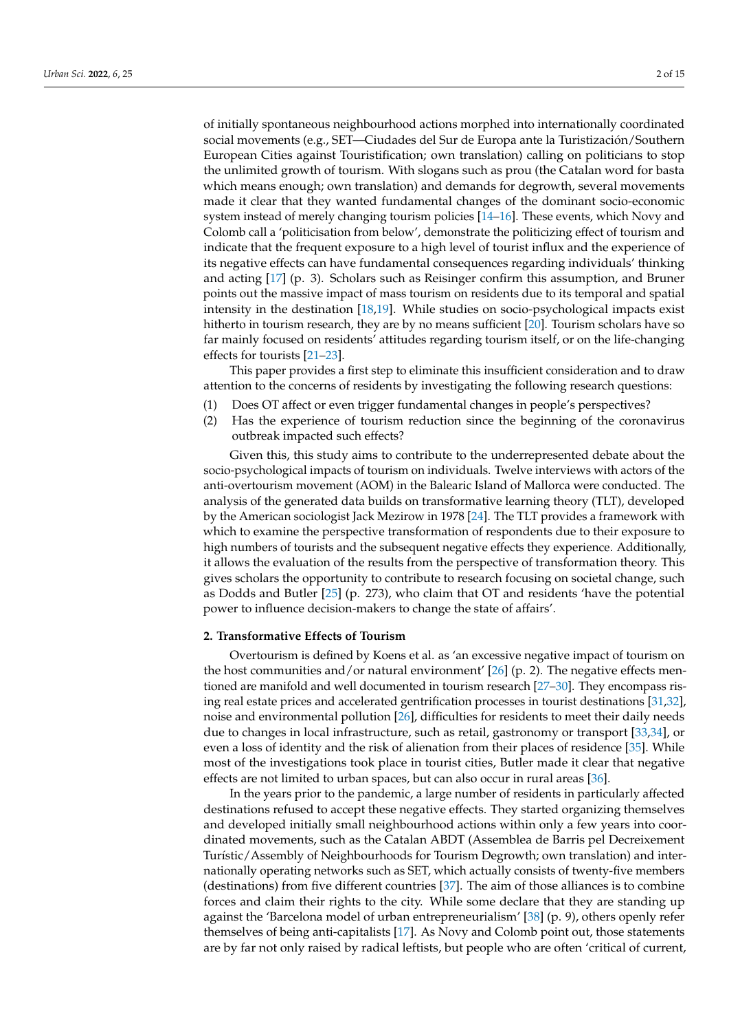of initially spontaneous neighbourhood actions morphed into internationally coordinated social movements (e.g., SET—Ciudades del Sur de Europa ante la Turistización/Southern European Cities against Touristification; own translation) calling on politicians to stop the unlimited growth of tourism. With slogans such as prou (the Catalan word for basta which means enough; own translation) and demands for degrowth, several movements made it clear that they wanted fundamental changes of the dominant socio-economic system instead of merely changing tourism policies [14–16]. These events, which Novy and Colomb call a 'politicisation from below', demonstrate the politicizing effect of tourism and indicate that the frequent exposure to a high level of tourist influx and the experience of its negative effects can have fundamental consequences regarding individuals' thinking and acting [17] (p. 3). Scholars such as Reisinger confirm this assumption, and Bruner points out the massive impact of mass tourism on residents due to its temporal and spatial intensity in the destination [18,19]. While studies on socio-psychological impacts exist hitherto in tourism research, they are by no means sufficient [20]. Tourism scholars have so far mainly focused on residents' attitudes regarding tourism itself, or on the life-changing effects for tourists [21–23].

This paper provides a first step to eliminate this insufficient consideration and to draw attention to the concerns of residents by investigating the following research questions:

(1) Does OT affect or even trigger fundamental changes in people's perspectives?
(2) Has the experience of tourism reduction since the beginning of the coronavirus outbreak impacted such effects?

Given this, this study aims to contribute to the underrepresented debate about the socio-psychological impacts of tourism on individuals. Twelve interviews with actors of the anti-overtourism movement (AOM) in the Balearic Island of Mallorca were conducted. The analysis of the generated data builds on transformative learning theory (TLT), developed by the American sociologist Jack Mezirow in 1978 [24]. The TLT provides a framework with which to examine the perspective transformation of respondents due to their exposure to high numbers of tourists and the subsequent negative effects they experience. Additionally, it allows the evaluation of the results from the perspective of transformation theory. This gives scholars the opportunity to contribute to research focusing on societal change, such as Dodds and Butler [25] (p. 273), who claim that OT and residents 'have the potential power to influence decision-makers to change the state of affairs'.

## 2. Transformative Effects of Tourism

Overtourism is defined by Koens et al. as 'an excessive negative impact of tourism on the host communities and/or natural environment' [26] (p. 2). The negative effects mentioned are manifold and well documented in tourism research [27–30]. They encompass rising real estate prices and accelerated gentrification processes in tourist destinations [31,32], noise and environmental pollution [26], difficulties for residents to meet their daily needs due to changes in local infrastructure, such as retail, gastronomy or transport [33,34], or even a loss of identity and the risk of alienation from their places of residence [35]. While most of the investigations took place in tourist cities, Butler made it clear that negative effects are not limited to urban spaces, but can also occur in rural areas [36].

In the years prior to the pandemic, a large number of residents in particularly affected destinations refused to accept these negative effects. They started organizing themselves and developed initially small neighbourhood actions within only a few years into coordinated movements, such as the Catalan ABDT (Assemblea de Barris pel Decreixement Turístic/Assembly of Neighbourhoods for Tourism Degrowth; own translation) and internationally operating networks such as SET, which actually consists of twenty-five members (destinations) from five different countries [37]. The aim of those alliances is to combine forces and claim their rights to the city. While some declare that they are standing up against the 'Barcelona model of urban entrepreneurialism' [38] (p. 9), others openly refer themselves of being anti-capitalists [17]. As Novy and Colomb point out, those statements are by far not only raised by radical leftists, but people who are often 'critical of current,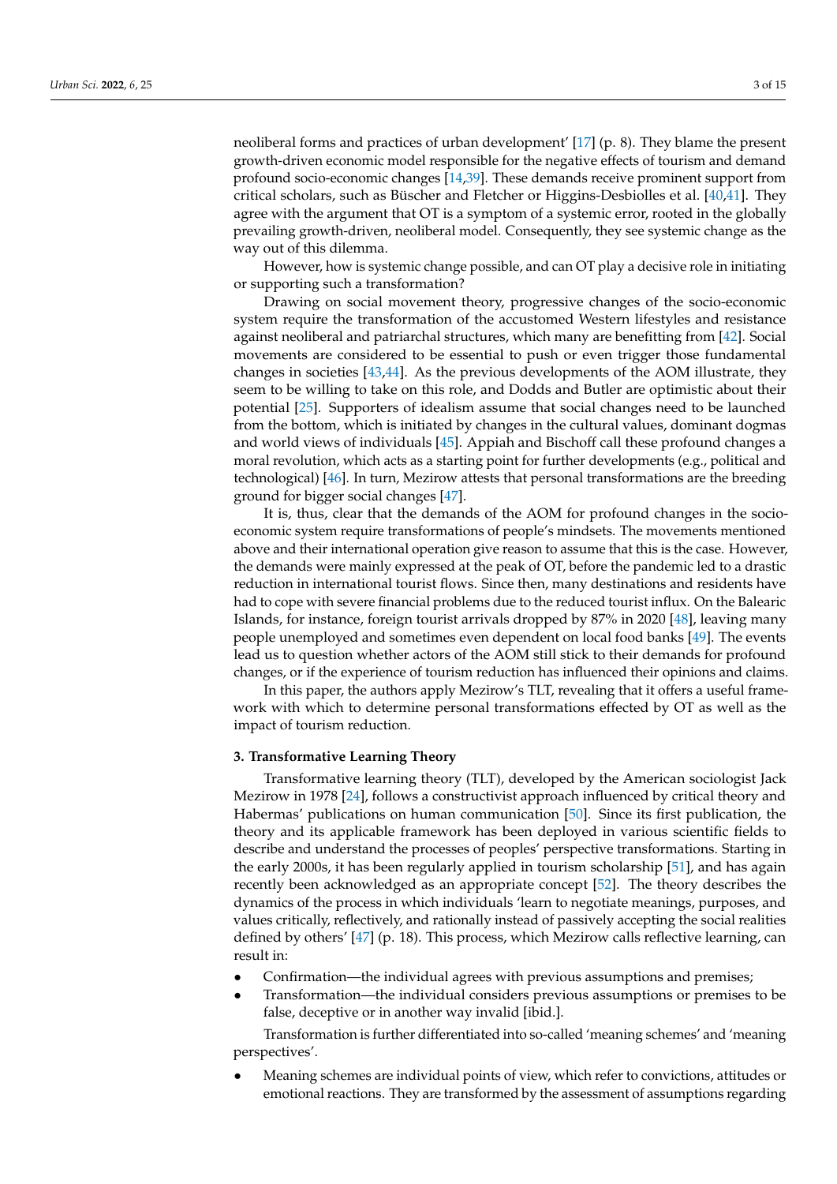neoliberal forms and practices of urban development' [17] (p. 8). They blame the present growth-driven economic model responsible for the negative effects of tourism and demand profound socio-economic changes [14,39]. These demands receive prominent support from critical scholars, such as Büscher and Fletcher or Higgins-Desbiolles et al. [40,41]. They agree with the argument that OT is a symptom of a systemic error, rooted in the globally prevailing growth-driven, neoliberal model. Consequently, they see systemic change as the way out of this dilemma.

However, how is systemic change possible, and can OT play a decisive role in initiating or supporting such a transformation?

Drawing on social movement theory, progressive changes of the socio-economic system require the transformation of the accustomed Western lifestyles and resistance against neoliberal and patriarchal structures, which many are benefitting from [42]. Social movements are considered to be essential to push or even trigger those fundamental changes in societies [43,44]. As the previous developments of the AOM illustrate, they seem to be willing to take on this role, and Dodds and Butler are optimistic about their potential [25]. Supporters of idealism assume that social changes need to be launched from the bottom, which is initiated by changes in the cultural values, dominant dogmas and world views of individuals [45]. Appiah and Bischoff call these profound changes a moral revolution, which acts as a starting point for further developments (e.g., political and technological) [46]. In turn, Mezirow attests that personal transformations are the breeding ground for bigger social changes [47].

It is, thus, clear that the demands of the AOM for profound changes in the socio-economic system require transformations of people's mindsets. The movements mentioned above and their international operation give reason to assume that this is the case. However, the demands were mainly expressed at the peak of OT, before the pandemic led to a drastic reduction in international tourist flows. Since then, many destinations and residents have had to cope with severe financial problems due to the reduced tourist influx. On the Balearic Islands, for instance, foreign tourist arrivals dropped by 87% in 2020 [48], leaving many people unemployed and sometimes even dependent on local food banks [49]. The events lead us to question whether actors of the AOM still stick to their demands for profound changes, or if the experience of tourism reduction has influenced their opinions and claims.

In this paper, the authors apply Mezirow's TLT, revealing that it offers a useful framework with which to determine personal transformations effected by OT as well as the impact of tourism reduction.

### 3. Transformative Learning Theory

Transformative learning theory (TLT), developed by the American sociologist Jack Mezirow in 1978 [24], follows a constructivist approach influenced by critical theory and Habermas' publications on human communication [50]. Since its first publication, the theory and its applicable framework has been deployed in various scientific fields to describe and understand the processes of peoples' perspective transformations. Starting in the early 2000s, it has been regularly applied in tourism scholarship [51], and has again recently been acknowledged as an appropriate concept [52]. The theory describes the dynamics of the process in which individuals 'learn to negotiate meanings, purposes, and values critically, reflectively, and rationally instead of passively accepting the social realities defined by others' [47] (p. 18). This process, which Mezirow calls reflective learning, can result in:

- Confirmation—the individual agrees with previous assumptions and premises;
- Transformation—the individual considers previous assumptions or premises to be false, deceptive or in another way invalid [ibid.].

Transformation is further differentiated into so-called 'meaning schemes' and 'meaning perspectives'.

- Meaning schemes are individual points of view, which refer to convictions, attitudes or emotional reactions. They are transformed by the assessment of assumptions regarding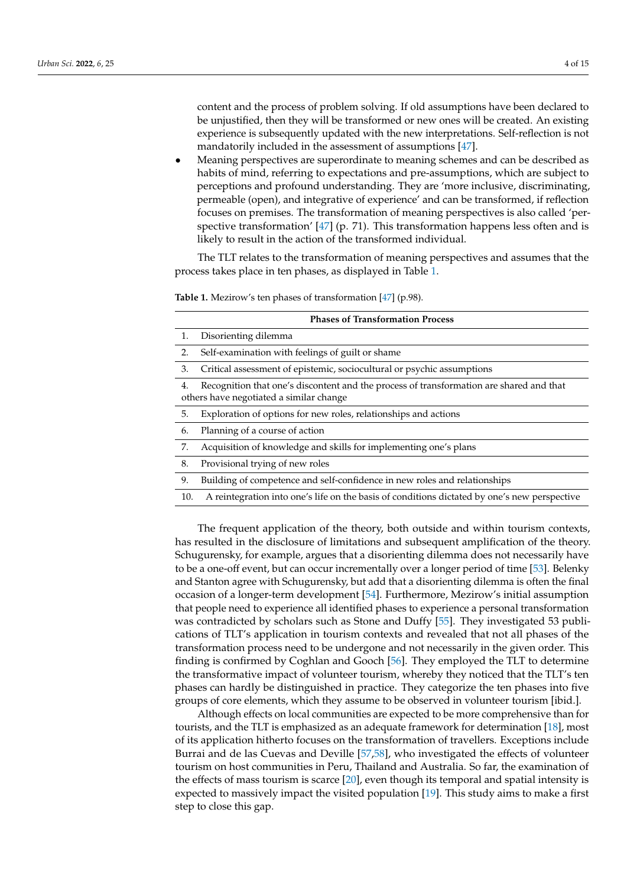content and the process of problem solving. If old assumptions have been declared to be unjustified, then they will be transformed or new ones will be created. An existing experience is subsequently updated with the new interpretations. Self-reflection is not mandatorily included in the assessment of assumptions [47].

- Meaning perspectives are superordinate to meaning schemes and can be described as habits of mind, referring to expectations and pre-assumptions, which are subject to perceptions and profound understanding. They are 'more inclusive, discriminating, permeable (open), and integrative of experience' and can be transformed, if reflection focuses on premises. The transformation of meaning perspectives is also called 'perspective transformation' [47] (p. 71). This transformation happens less often and is likely to result in the action of the transformed individual.

The TLT relates to the transformation of meaning perspectives and assumes that the process takes place in ten phases, as displayed in Table 1.

**Table 1.** Mezirow's ten phases of transformation [47] (p.98).

| Phases of Transformation Process |
| --- |
| 1. Disorienting dilemma |
| 2. Self-examination with feelings of guilt or shame |
| 3. Critical assessment of epistemic, sociocultural or psychic assumptions |
| 4. Recognition that one's discontent and the process of transformation are shared and that others have negotiated a similar change |
| 5. Exploration of options for new roles, relationships and actions |
| 6. Planning of a course of action |
| 7. Acquisition of knowledge and skills for implementing one's plans |
| 8. Provisional trying of new roles |
| 9. Building of competence and self-confidence in new roles and relationships |
| 10. A reintegration into one's life on the basis of conditions dictated by one's new perspective |

The frequent application of the theory, both outside and within tourism contexts, has resulted in the disclosure of limitations and subsequent amplification of the theory. Schugurensky, for example, argues that a disorienting dilemma does not necessarily have to be a one-off event, but can occur incrementally over a longer period of time [53]. Belenky and Stanton agree with Schugurensky, but add that a disorienting dilemma is often the final occasion of a longer-term development [54]. Furthermore, Mezirow's initial assumption that people need to experience all identified phases to experience a personal transformation was contradicted by scholars such as Stone and Duffy [55]. They investigated 53 publications of TLT's application in tourism contexts and revealed that not all phases of the transformation process need to be undergone and not necessarily in the given order. This finding is confirmed by Coghlan and Gooch [56]. They employed the TLT to determine the transformative impact of volunteer tourism, whereby they noticed that the TLT's ten phases can hardly be distinguished in practice. They categorize the ten phases into five groups of core elements, which they assume to be observed in volunteer tourism [ibid.].

Although effects on local communities are expected to be more comprehensive than for tourists, and the TLT is emphasized as an adequate framework for determination [18], most of its application hitherto focuses on the transformation of travellers. Exceptions include Burrai and de las Cuevas and Deville [57,58], who investigated the effects of volunteer tourism on host communities in Peru, Thailand and Australia. So far, the examination of the effects of mass tourism is scarce [20], even though its temporal and spatial intensity is expected to massively impact the visited population [19]. This study aims to make a first step to close this gap.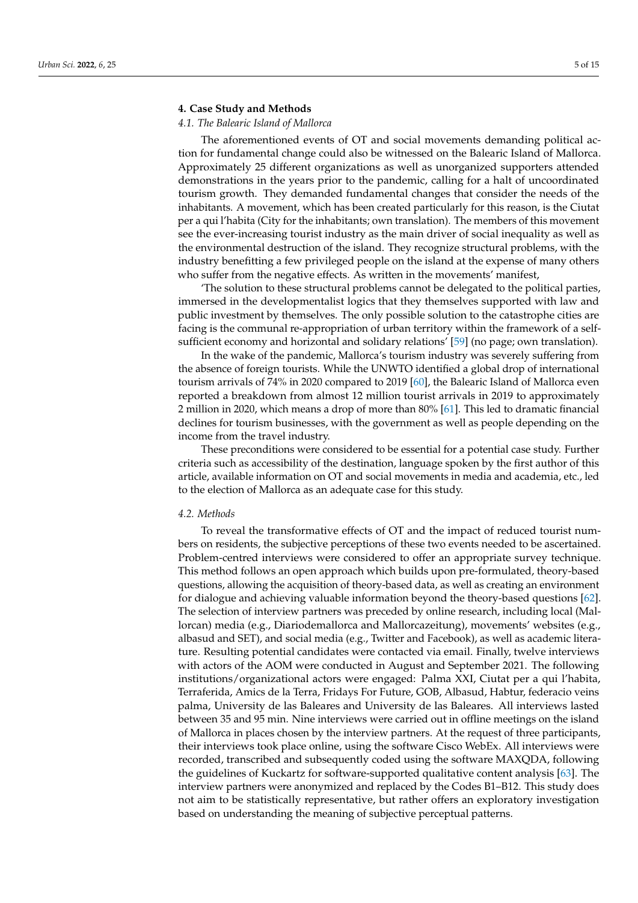## 4. Case Study and Methods

### 4.1. The Balearic Island of Mallorca

The aforementioned events of OT and social movements demanding political action for fundamental change could also be witnessed on the Balearic Island of Mallorca. Approximately 25 different organizations as well as unorganized supporters attended demonstrations in the years prior to the pandemic, calling for a halt of uncoordinated tourism growth. They demanded fundamental changes that consider the needs of the inhabitants. A movement, which has been created particularly for this reason, is the Ciutat per a qui l'habita (City for the inhabitants; own translation). The members of this movement see the ever-increasing tourist industry as the main driver of social inequality as well as the environmental destruction of the island. They recognize structural problems, with the industry benefitting a few privileged people on the island at the expense of many others who suffer from the negative effects. As written in the movements' manifest,

'The solution to these structural problems cannot be delegated to the political parties, immersed in the developmentalist logics that they themselves supported with law and public investment by themselves. The only possible solution to the catastrophe cities are facing is the communal re-appropriation of urban territory within the framework of a self-sufficient economy and horizontal and solidary relations' [59] (no page; own translation).

In the wake of the pandemic, Mallorca's tourism industry was severely suffering from the absence of foreign tourists. While the UNWTO identified a global drop of international tourism arrivals of 74% in 2020 compared to 2019 [60], the Balearic Island of Mallorca even reported a breakdown from almost 12 million tourist arrivals in 2019 to approximately 2 million in 2020, which means a drop of more than 80% [61]. This led to dramatic financial declines for tourism businesses, with the government as well as people depending on the income from the travel industry.

These preconditions were considered to be essential for a potential case study. Further criteria such as accessibility of the destination, language spoken by the first author of this article, available information on OT and social movements in media and academia, etc., led to the election of Mallorca as an adequate case for this study.

### 4.2. Methods

To reveal the transformative effects of OT and the impact of reduced tourist numbers on residents, the subjective perceptions of these two events needed to be ascertained. Problem-centred interviews were considered to offer an appropriate survey technique. This method follows an open approach which builds upon pre-formulated, theory-based questions, allowing the acquisition of theory-based data, as well as creating an environment for dialogue and achieving valuable information beyond the theory-based questions [62]. The selection of interview partners was preceded by online research, including local (Mallorcan) media (e.g., Diariodemallorca and Mallorcazeitung), movements' websites (e.g., albasud and SET), and social media (e.g., Twitter and Facebook), as well as academic literature. Resulting potential candidates were contacted via email. Finally, twelve interviews with actors of the AOM were conducted in August and September 2021. The following institutions/organizational actors were engaged: Palma XXI, Ciutat per a qui l'habita, Terraferida, Amics de la Terra, Fridays For Future, GOB, Albasud, Habtur, federacio veins palma, University de las Baleares and University de las Baleares. All interviews lasted between 35 and 95 min. Nine interviews were carried out in offline meetings on the island of Mallorca in places chosen by the interview partners. At the request of three participants, their interviews took place online, using the software Cisco WebEx. All interviews were recorded, transcribed and subsequently coded using the software MAXQDA, following the guidelines of Kuckartz for software-supported qualitative content analysis [63]. The interview partners were anonymized and replaced by the Codes B1–B12. This study does not aim to be statistically representative, but rather offers an exploratory investigation based on understanding the meaning of subjective perceptual patterns.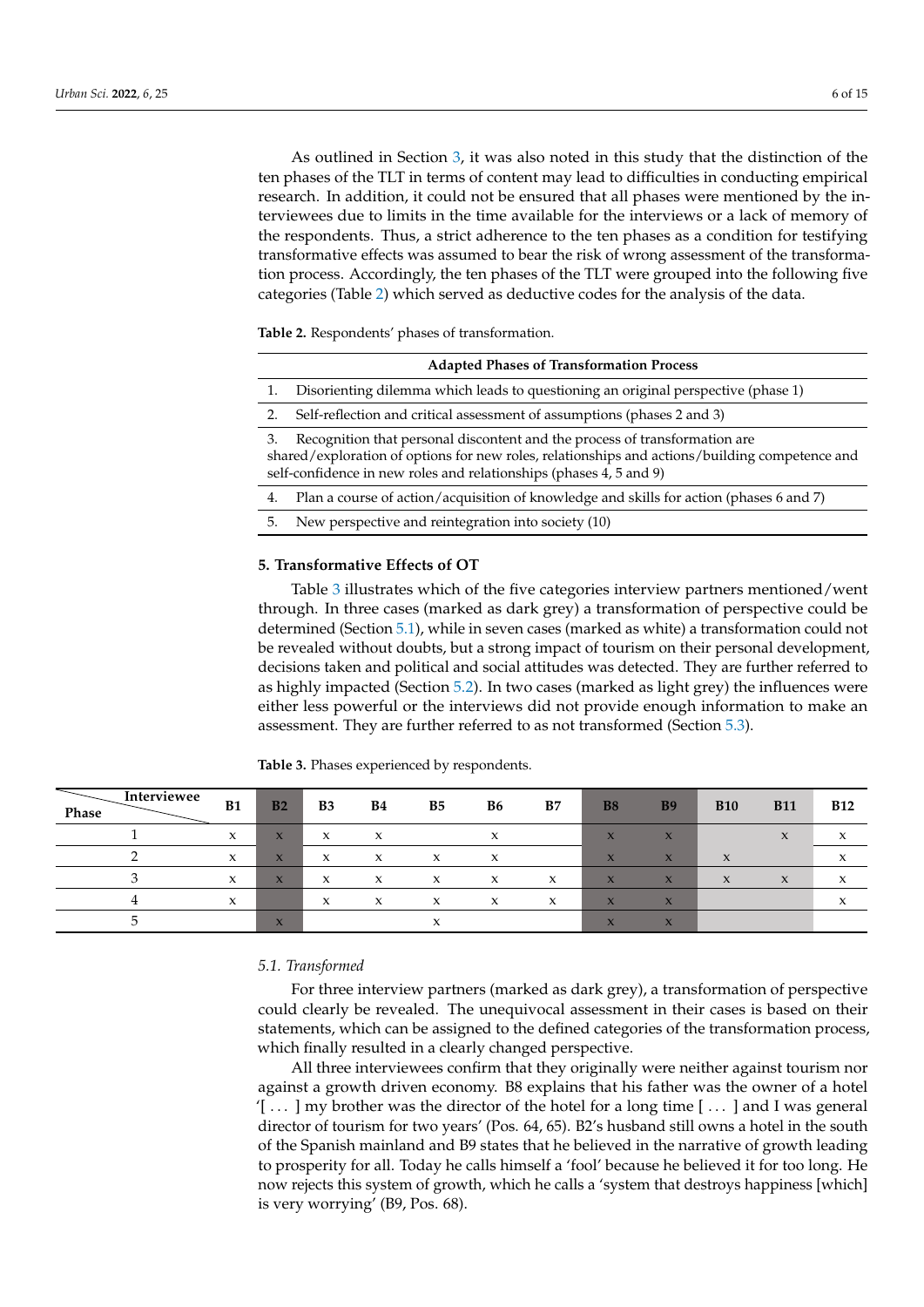As outlined in Section 3, it was also noted in this study that the distinction of the ten phases of the TLT in terms of content may lead to difficulties in conducting empirical research. In addition, it could not be ensured that all phases were mentioned by the interviewees due to limits in the time available for the interviews or a lack of memory of the respondents. Thus, a strict adherence to the ten phases as a condition for testifying transformative effects was assumed to bear the risk of wrong assessment of the transformation process. Accordingly, the ten phases of the TLT were grouped into the following five categories (Table 2) which served as deductive codes for the analysis of the data.

**Table 2.** Respondents' phases of transformation.

| Adapted Phases of Transformation Process |
|---|
| 1. Disorienting dilemma which leads to questioning an original perspective (phase 1) |
| 2. Self-reflection and critical assessment of assumptions (phases 2 and 3) |
| 3. Recognition that personal discontent and the process of transformation are shared/exploration of options for new roles, relationships and actions/building competence and self-confidence in new roles and relationships (phases 4, 5 and 9) |
| 4. Plan a course of action/acquisition of knowledge and skills for action (phases 6 and 7) |
| 5. New perspective and reintegration into society (10) |

## 5. Transformative Effects of OT

Table 3 illustrates which of the five categories interview partners mentioned/went through. In three cases (marked as dark grey) a transformation of perspective could be determined (Section 5.1), while in seven cases (marked as white) a transformation could not be revealed without doubts, but a strong impact of tourism on their personal development, decisions taken and political and social attitudes was detected. They are further referred to as highly impacted (Section 5.2). In two cases (marked as light grey) the influences were either less powerful or the interviews did not provide enough information to make an assessment. They are further referred to as not transformed (Section 5.3).

**Table 3.** Phases experienced by respondents.

| Phase \ Interviewee | B1 | B2 | B3 | B4 | B5 | B6 | B7 | B8 | B9 | B10 | B11 | B12 |
|---|---|---|---|---|---|---|---|---|---|---|---|---|
| 1 | x | x | x | x | | x | | x | x | | x | x |
| 2 | x | x | x | x | x | x | | x | x | x | | x |
| 3 | x | x | x | x | x | x | x | x | x | x | x | x |
| 4 | x | | x | x | x | x | x | x | x | | | x |
| 5 | | x | | | x | | | x | x | | | |

### 5.1. Transformed

For three interview partners (marked as dark grey), a transformation of perspective could clearly be revealed. The unequivocal assessment in their cases is based on their statements, which can be assigned to the defined categories of the transformation process, which finally resulted in a clearly changed perspective.

All three interviewees confirm that they originally were neither against tourism nor against a growth driven economy. B8 explains that his father was the owner of a hotel '[ ... ] my brother was the director of the hotel for a long time [ ... ] and I was general director of tourism for two years' (Pos. 64, 65). B2's husband still owns a hotel in the south of the Spanish mainland and B9 states that he believed in the narrative of growth leading to prosperity for all. Today he calls himself a 'fool' because he believed it for too long. He now rejects this system of growth, which he calls a 'system that destroys happiness [which] is very worrying' (B9, Pos. 68).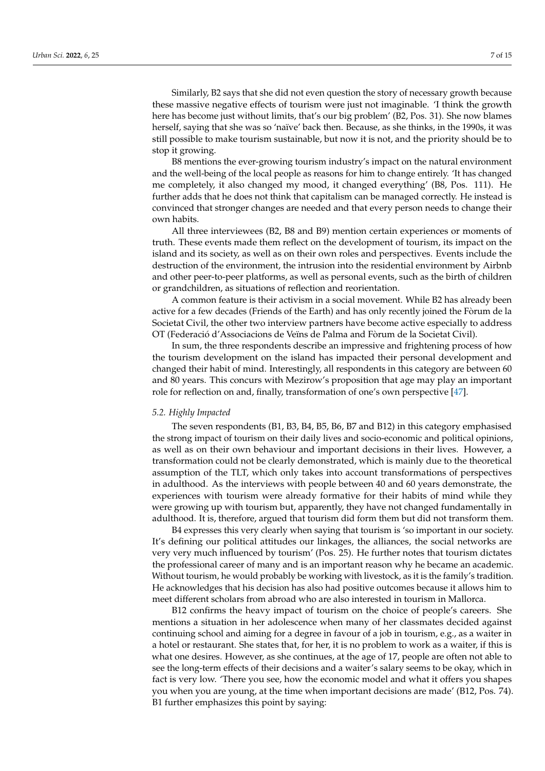Similarly, B2 says that she did not even question the story of necessary growth because these massive negative effects of tourism were just not imaginable. 'I think the growth here has become just without limits, that's our big problem' (B2, Pos. 31). She now blames herself, saying that she was so 'naïve' back then. Because, as she thinks, in the 1990s, it was still possible to make tourism sustainable, but now it is not, and the priority should be to stop it growing.

B8 mentions the ever-growing tourism industry's impact on the natural environment and the well-being of the local people as reasons for him to change entirely. 'It has changed me completely, it also changed my mood, it changed everything' (B8, Pos. 111). He further adds that he does not think that capitalism can be managed correctly. He instead is convinced that stronger changes are needed and that every person needs to change their own habits.

All three interviewees (B2, B8 and B9) mention certain experiences or moments of truth. These events made them reflect on the development of tourism, its impact on the island and its society, as well as on their own roles and perspectives. Events include the destruction of the environment, the intrusion into the residential environment by Airbnb and other peer-to-peer platforms, as well as personal events, such as the birth of children or grandchildren, as situations of reflection and reorientation.

A common feature is their activism in a social movement. While B2 has already been active for a few decades (Friends of the Earth) and has only recently joined the Fòrum de la Societat Civil, the other two interview partners have become active especially to address OT (Federació d'Associacions de Veïns de Palma and Fòrum de la Societat Civil).

In sum, the three respondents describe an impressive and frightening process of how the tourism development on the island has impacted their personal development and changed their habit of mind. Interestingly, all respondents in this category are between 60 and 80 years. This concurs with Mezirow's proposition that age may play an important role for reflection on and, finally, transformation of one's own perspective [47].

### 5.2. Highly Impacted

The seven respondents (B1, B3, B4, B5, B6, B7 and B12) in this category emphasised the strong impact of tourism on their daily lives and socio-economic and political opinions, as well as on their own behaviour and important decisions in their lives. However, a transformation could not be clearly demonstrated, which is mainly due to the theoretical assumption of the TLT, which only takes into account transformations of perspectives in adulthood. As the interviews with people between 40 and 60 years demonstrate, the experiences with tourism were already formative for their habits of mind while they were growing up with tourism but, apparently, they have not changed fundamentally in adulthood. It is, therefore, argued that tourism did form them but did not transform them.

B4 expresses this very clearly when saying that tourism is 'so important in our society. It's defining our political attitudes our linkages, the alliances, the social networks are very very much influenced by tourism' (Pos. 25). He further notes that tourism dictates the professional career of many and is an important reason why he became an academic. Without tourism, he would probably be working with livestock, as it is the family's tradition. He acknowledges that his decision has also had positive outcomes because it allows him to meet different scholars from abroad who are also interested in tourism in Mallorca.

B12 confirms the heavy impact of tourism on the choice of people's careers. She mentions a situation in her adolescence when many of her classmates decided against continuing school and aiming for a degree in favour of a job in tourism, e.g., as a waiter in a hotel or restaurant. She states that, for her, it is no problem to work as a waiter, if this is what one desires. However, as she continues, at the age of 17, people are often not able to see the long-term effects of their decisions and a waiter's salary seems to be okay, which in fact is very low. 'There you see, how the economic model and what it offers you shapes you when you are young, at the time when important decisions are made' (B12, Pos. 74). B1 further emphasizes this point by saying: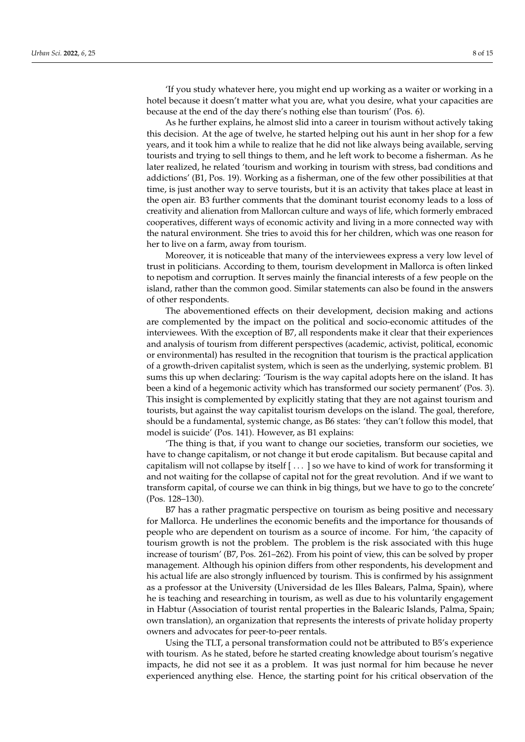'If you study whatever here, you might end up working as a waiter or working in a hotel because it doesn't matter what you are, what you desire, what your capacities are because at the end of the day there's nothing else than tourism' (Pos. 6).

As he further explains, he almost slid into a career in tourism without actively taking this decision. At the age of twelve, he started helping out his aunt in her shop for a few years, and it took him a while to realize that he did not like always being available, serving tourists and trying to sell things to them, and he left work to become a fisherman. As he later realized, he related 'tourism and working in tourism with stress, bad conditions and addictions' (B1, Pos. 19). Working as a fisherman, one of the few other possibilities at that time, is just another way to serve tourists, but it is an activity that takes place at least in the open air. B3 further comments that the dominant tourist economy leads to a loss of creativity and alienation from Mallorcan culture and ways of life, which formerly embraced cooperatives, different ways of economic activity and living in a more connected way with the natural environment. She tries to avoid this for her children, which was one reason for her to live on a farm, away from tourism.

Moreover, it is noticeable that many of the interviewees express a very low level of trust in politicians. According to them, tourism development in Mallorca is often linked to nepotism and corruption. It serves mainly the financial interests of a few people on the island, rather than the common good. Similar statements can also be found in the answers of other respondents.

The abovementioned effects on their development, decision making and actions are complemented by the impact on the political and socio-economic attitudes of the interviewees. With the exception of B7, all respondents make it clear that their experiences and analysis of tourism from different perspectives (academic, activist, political, economic or environmental) has resulted in the recognition that tourism is the practical application of a growth-driven capitalist system, which is seen as the underlying, systemic problem. B1 sums this up when declaring: 'Tourism is the way capital adopts here on the island. It has been a kind of a hegemonic activity which has transformed our society permanent' (Pos. 3). This insight is complemented by explicitly stating that they are not against tourism and tourists, but against the way capitalist tourism develops on the island. The goal, therefore, should be a fundamental, systemic change, as B6 states: 'they can't follow this model, that model is suicide' (Pos. 141). However, as B1 explains:

'The thing is that, if you want to change our societies, transform our societies, we have to change capitalism, or not change it but erode capitalism. But because capital and capitalism will not collapse by itself [ . . . ] so we have to kind of work for transforming it and not waiting for the collapse of capital not for the great revolution. And if we want to transform capital, of course we can think in big things, but we have to go to the concrete' (Pos. 128–130).

B7 has a rather pragmatic perspective on tourism as being positive and necessary for Mallorca. He underlines the economic benefits and the importance for thousands of people who are dependent on tourism as a source of income. For him, 'the capacity of tourism growth is not the problem. The problem is the risk associated with this huge increase of tourism' (B7, Pos. 261–262). From his point of view, this can be solved by proper management. Although his opinion differs from other respondents, his development and his actual life are also strongly influenced by tourism. This is confirmed by his assignment as a professor at the University (Universidad de les Illes Balears, Palma, Spain), where he is teaching and researching in tourism, as well as due to his voluntarily engagement in Habtur (Association of tourist rental properties in the Balearic Islands, Palma, Spain; own translation), an organization that represents the interests of private holiday property owners and advocates for peer-to-peer rentals.

Using the TLT, a personal transformation could not be attributed to B5's experience with tourism. As he stated, before he started creating knowledge about tourism's negative impacts, he did not see it as a problem. It was just normal for him because he never experienced anything else. Hence, the starting point for his critical observation of the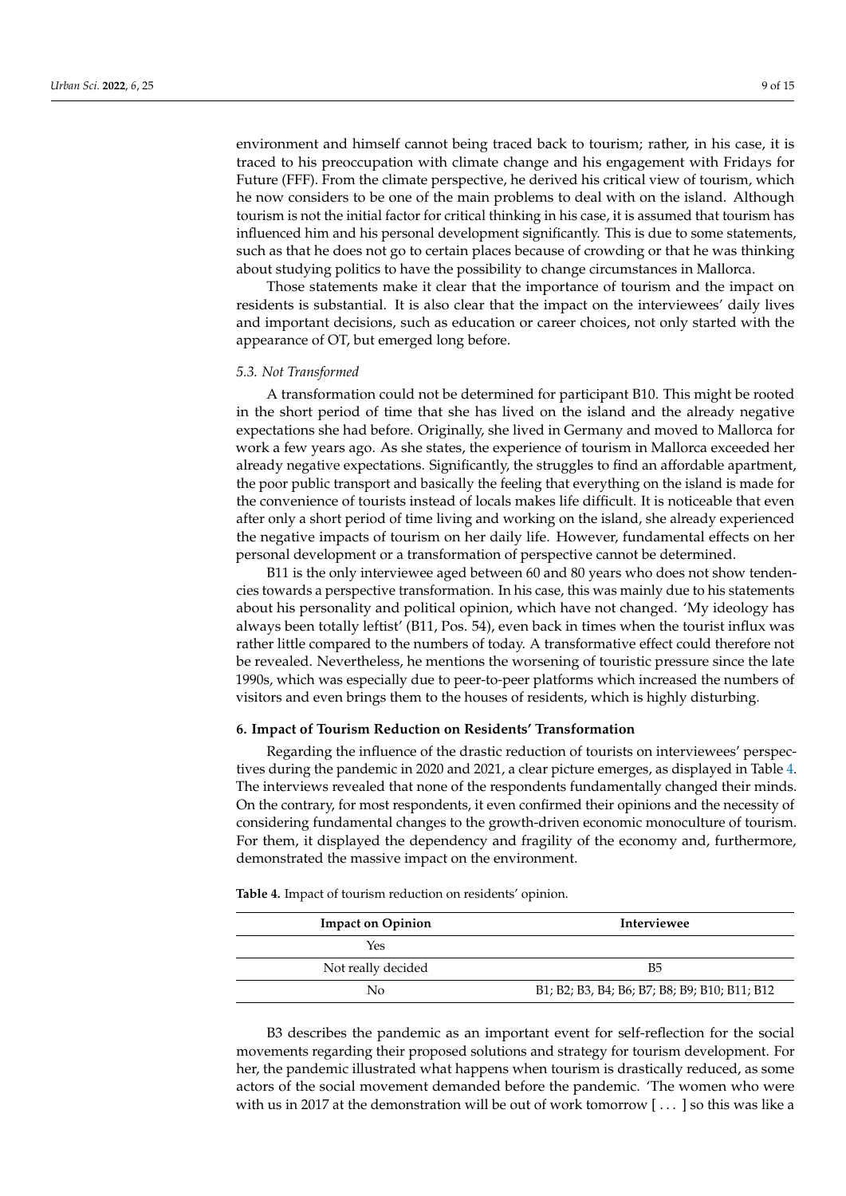environment and himself cannot being traced back to tourism; rather, in his case, it is traced to his preoccupation with climate change and his engagement with Fridays for Future (FFF). From the climate perspective, he derived his critical view of tourism, which he now considers to be one of the main problems to deal with on the island. Although tourism is not the initial factor for critical thinking in his case, it is assumed that tourism has influenced him and his personal development significantly. This is due to some statements, such as that he does not go to certain places because of crowding or that he was thinking about studying politics to have the possibility to change circumstances in Mallorca.

Those statements make it clear that the importance of tourism and the impact on residents is substantial. It is also clear that the impact on the interviewees' daily lives and important decisions, such as education or career choices, not only started with the appearance of OT, but emerged long before.

### 5.3. Not Transformed

A transformation could not be determined for participant B10. This might be rooted in the short period of time that she has lived on the island and the already negative expectations she had before. Originally, she lived in Germany and moved to Mallorca for work a few years ago. As she states, the experience of tourism in Mallorca exceeded her already negative expectations. Significantly, the struggles to find an affordable apartment, the poor public transport and basically the feeling that everything on the island is made for the convenience of tourists instead of locals makes life difficult. It is noticeable that even after only a short period of time living and working on the island, she already experienced the negative impacts of tourism on her daily life. However, fundamental effects on her personal development or a transformation of perspective cannot be determined.

B11 is the only interviewee aged between 60 and 80 years who does not show tendencies towards a perspective transformation. In his case, this was mainly due to his statements about his personality and political opinion, which have not changed. 'My ideology has always been totally leftist' (B11, Pos. 54), even back in times when the tourist influx was rather little compared to the numbers of today. A transformative effect could therefore not be revealed. Nevertheless, he mentions the worsening of touristic pressure since the late 1990s, which was especially due to peer-to-peer platforms which increased the numbers of visitors and even brings them to the houses of residents, which is highly disturbing.

## 6. Impact of Tourism Reduction on Residents' Transformation

Regarding the influence of the drastic reduction of tourists on interviewees' perspectives during the pandemic in 2020 and 2021, a clear picture emerges, as displayed in Table 4. The interviews revealed that none of the respondents fundamentally changed their minds. On the contrary, for most respondents, it even confirmed their opinions and the necessity of considering fundamental changes to the growth-driven economic monoculture of tourism. For them, it displayed the dependency and fragility of the economy and, furthermore, demonstrated the massive impact on the environment.

**Table 4.** Impact of tourism reduction on residents' opinion.

| Impact on Opinion | Interviewee |
|---|---|
| Yes | |
| Not really decided | B5 |
| No | B1; B2; B3, B4; B6; B7; B8; B9; B10; B11; B12 |

B3 describes the pandemic as an important event for self-reflection for the social movements regarding their proposed solutions and strategy for tourism development. For her, the pandemic illustrated what happens when tourism is drastically reduced, as some actors of the social movement demanded before the pandemic. 'The women who were with us in 2017 at the demonstration will be out of work tomorrow [ . . . ] so this was like a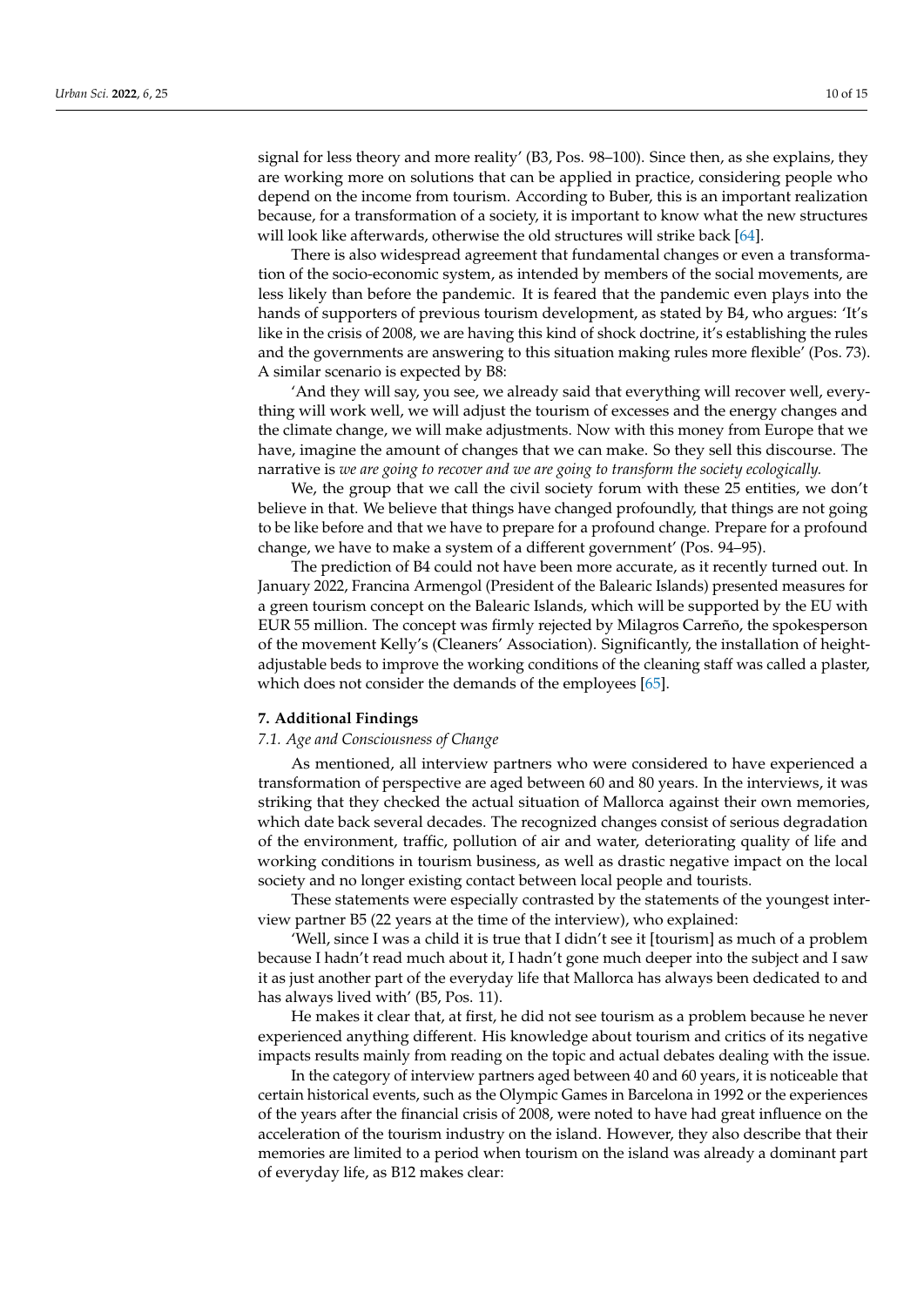signal for less theory and more reality' (B3, Pos. 98–100). Since then, as she explains, they are working more on solutions that can be applied in practice, considering people who depend on the income from tourism. According to Buber, this is an important realization because, for a transformation of a society, it is important to know what the new structures will look like afterwards, otherwise the old structures will strike back [64].

There is also widespread agreement that fundamental changes or even a transformation of the socio-economic system, as intended by members of the social movements, are less likely than before the pandemic. It is feared that the pandemic even plays into the hands of supporters of previous tourism development, as stated by B4, who argues: 'It's like in the crisis of 2008, we are having this kind of shock doctrine, it's establishing the rules and the governments are answering to this situation making rules more flexible' (Pos. 73). A similar scenario is expected by B8:

'And they will say, you see, we already said that everything will recover well, everything will work well, we will adjust the tourism of excesses and the energy changes and the climate change, we will make adjustments. Now with this money from Europe that we have, imagine the amount of changes that we can make. So they sell this discourse. The narrative is *we are going to recover and we are going to transform the society ecologically.*

We, the group that we call the civil society forum with these 25 entities, we don't believe in that. We believe that things have changed profoundly, that things are not going to be like before and that we have to prepare for a profound change. Prepare for a profound change, we have to make a system of a different government' (Pos. 94–95).

The prediction of B4 could not have been more accurate, as it recently turned out. In January 2022, Francina Armengol (President of the Balearic Islands) presented measures for a green tourism concept on the Balearic Islands, which will be supported by the EU with EUR 55 million. The concept was firmly rejected by Milagros Carreño, the spokesperson of the movement Kelly's (Cleaners' Association). Significantly, the installation of height-adjustable beds to improve the working conditions of the cleaning staff was called a plaster, which does not consider the demands of the employees [65].

## 7. Additional Findings

### 7.1. Age and Consciousness of Change

As mentioned, all interview partners who were considered to have experienced a transformation of perspective are aged between 60 and 80 years. In the interviews, it was striking that they checked the actual situation of Mallorca against their own memories, which date back several decades. The recognized changes consist of serious degradation of the environment, traffic, pollution of air and water, deteriorating quality of life and working conditions in tourism business, as well as drastic negative impact on the local society and no longer existing contact between local people and tourists.

These statements were especially contrasted by the statements of the youngest interview partner B5 (22 years at the time of the interview), who explained:

'Well, since I was a child it is true that I didn't see it [tourism] as much of a problem because I hadn't read much about it, I hadn't gone much deeper into the subject and I saw it as just another part of the everyday life that Mallorca has always been dedicated to and has always lived with' (B5, Pos. 11).

He makes it clear that, at first, he did not see tourism as a problem because he never experienced anything different. His knowledge about tourism and critics of its negative impacts results mainly from reading on the topic and actual debates dealing with the issue.

In the category of interview partners aged between 40 and 60 years, it is noticeable that certain historical events, such as the Olympic Games in Barcelona in 1992 or the experiences of the years after the financial crisis of 2008, were noted to have had great influence on the acceleration of the tourism industry on the island. However, they also describe that their memories are limited to a period when tourism on the island was already a dominant part of everyday life, as B12 makes clear: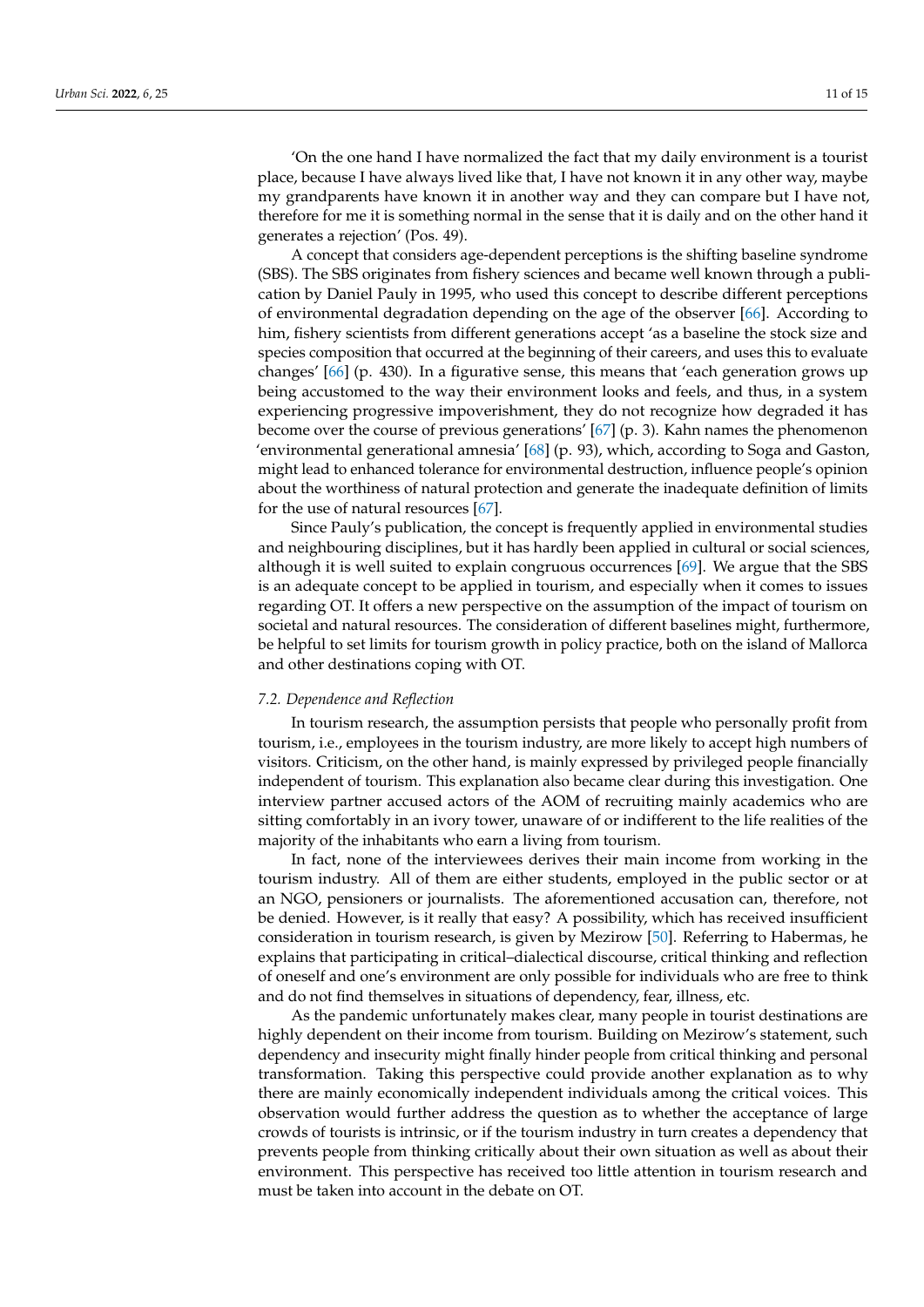'On the one hand I have normalized the fact that my daily environment is a tourist place, because I have always lived like that, I have not known it in any other way, maybe my grandparents have known it in another way and they can compare but I have not, therefore for me it is something normal in the sense that it is daily and on the other hand it generates a rejection' (Pos. 49).

A concept that considers age-dependent perceptions is the shifting baseline syndrome (SBS). The SBS originates from fishery sciences and became well known through a publication by Daniel Pauly in 1995, who used this concept to describe different perceptions of environmental degradation depending on the age of the observer [66]. According to him, fishery scientists from different generations accept 'as a baseline the stock size and species composition that occurred at the beginning of their careers, and uses this to evaluate changes' [66] (p. 430). In a figurative sense, this means that 'each generation grows up being accustomed to the way their environment looks and feels, and thus, in a system experiencing progressive impoverishment, they do not recognize how degraded it has become over the course of previous generations' [67] (p. 3). Kahn names the phenomenon 'environmental generational amnesia' [68] (p. 93), which, according to Soga and Gaston, might lead to enhanced tolerance for environmental destruction, influence people's opinion about the worthiness of natural protection and generate the inadequate definition of limits for the use of natural resources [67].

Since Pauly's publication, the concept is frequently applied in environmental studies and neighbouring disciplines, but it has hardly been applied in cultural or social sciences, although it is well suited to explain congruous occurrences [69]. We argue that the SBS is an adequate concept to be applied in tourism, and especially when it comes to issues regarding OT. It offers a new perspective on the assumption of the impact of tourism on societal and natural resources. The consideration of different baselines might, furthermore, be helpful to set limits for tourism growth in policy practice, both on the island of Mallorca and other destinations coping with OT.

### 7.2. Dependence and Reflection

In tourism research, the assumption persists that people who personally profit from tourism, i.e., employees in the tourism industry, are more likely to accept high numbers of visitors. Criticism, on the other hand, is mainly expressed by privileged people financially independent of tourism. This explanation also became clear during this investigation. One interview partner accused actors of the AOM of recruiting mainly academics who are sitting comfortably in an ivory tower, unaware of or indifferent to the life realities of the majority of the inhabitants who earn a living from tourism.

In fact, none of the interviewees derives their main income from working in the tourism industry. All of them are either students, employed in the public sector or at an NGO, pensioners or journalists. The aforementioned accusation can, therefore, not be denied. However, is it really that easy? A possibility, which has received insufficient consideration in tourism research, is given by Mezirow [50]. Referring to Habermas, he explains that participating in critical–dialectical discourse, critical thinking and reflection of oneself and one's environment are only possible for individuals who are free to think and do not find themselves in situations of dependency, fear, illness, etc.

As the pandemic unfortunately makes clear, many people in tourist destinations are highly dependent on their income from tourism. Building on Mezirow's statement, such dependency and insecurity might finally hinder people from critical thinking and personal transformation. Taking this perspective could provide another explanation as to why there are mainly economically independent individuals among the critical voices. This observation would further address the question as to whether the acceptance of large crowds of tourists is intrinsic, or if the tourism industry in turn creates a dependency that prevents people from thinking critically about their own situation as well as about their environment. This perspective has received too little attention in tourism research and must be taken into account in the debate on OT.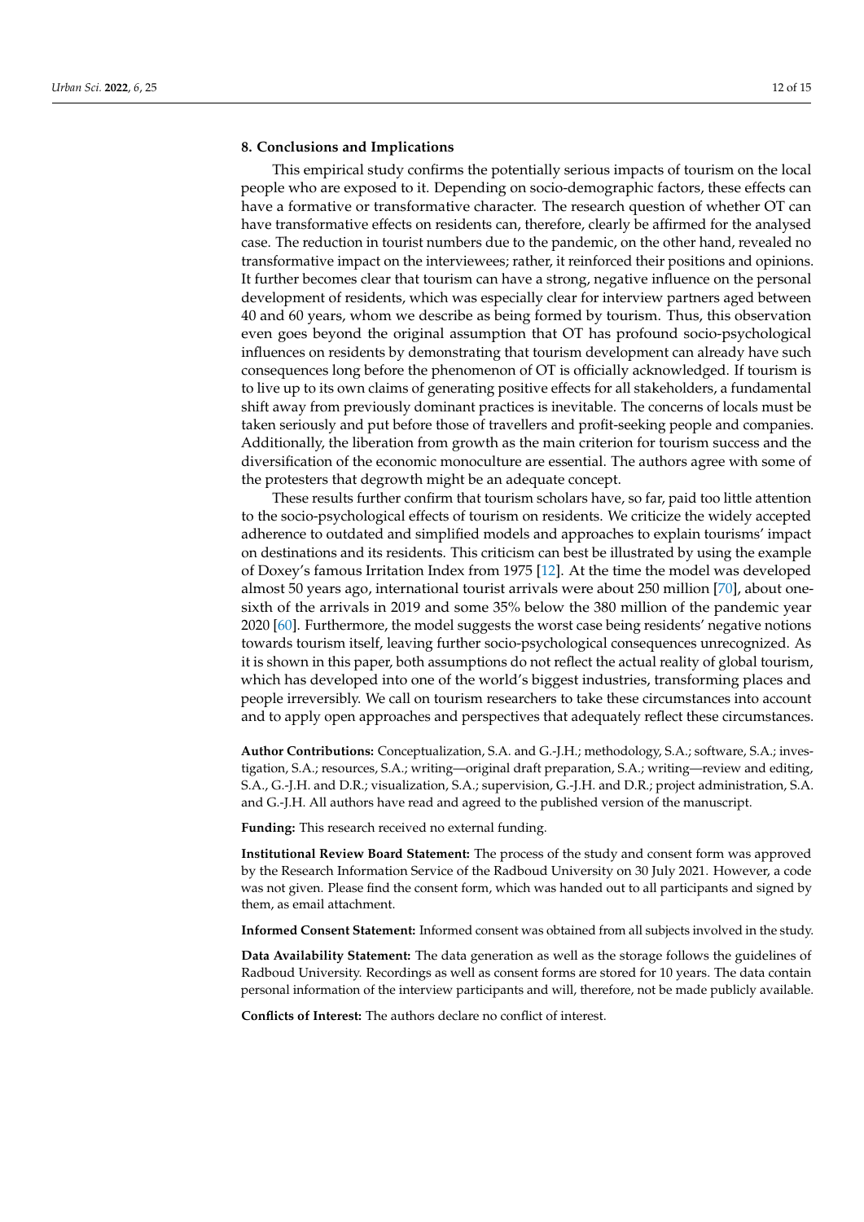## 8. Conclusions and Implications

This empirical study confirms the potentially serious impacts of tourism on the local people who are exposed to it. Depending on socio-demographic factors, these effects can have a formative or transformative character. The research question of whether OT can have transformative effects on residents can, therefore, clearly be affirmed for the analysed case. The reduction in tourist numbers due to the pandemic, on the other hand, revealed no transformative impact on the interviewees; rather, it reinforced their positions and opinions. It further becomes clear that tourism can have a strong, negative influence on the personal development of residents, which was especially clear for interview partners aged between 40 and 60 years, whom we describe as being formed by tourism. Thus, this observation even goes beyond the original assumption that OT has profound socio-psychological influences on residents by demonstrating that tourism development can already have such consequences long before the phenomenon of OT is officially acknowledged. If tourism is to live up to its own claims of generating positive effects for all stakeholders, a fundamental shift away from previously dominant practices is inevitable. The concerns of locals must be taken seriously and put before those of travellers and profit-seeking people and companies. Additionally, the liberation from growth as the main criterion for tourism success and the diversification of the economic monoculture are essential. The authors agree with some of the protesters that degrowth might be an adequate concept.

These results further confirm that tourism scholars have, so far, paid too little attention to the socio-psychological effects of tourism on residents. We criticize the widely accepted adherence to outdated and simplified models and approaches to explain tourisms' impact on destinations and its residents. This criticism can best be illustrated by using the example of Doxey's famous Irritation Index from 1975 [12]. At the time the model was developed almost 50 years ago, international tourist arrivals were about 250 million [70], about one-sixth of the arrivals in 2019 and some 35% below the 380 million of the pandemic year 2020 [60]. Furthermore, the model suggests the worst case being residents' negative notions towards tourism itself, leaving further socio-psychological consequences unrecognized. As it is shown in this paper, both assumptions do not reflect the actual reality of global tourism, which has developed into one of the world's biggest industries, transforming places and people irreversibly. We call on tourism researchers to take these circumstances into account and to apply open approaches and perspectives that adequately reflect these circumstances.

**Author Contributions:** Conceptualization, S.A. and G.-J.H.; methodology, S.A.; software, S.A.; investigation, S.A.; resources, S.A.; writing—original draft preparation, S.A.; writing—review and editing, S.A., G.-J.H. and D.R.; visualization, S.A.; supervision, G.-J.H. and D.R.; project administration, S.A. and G.-J.H. All authors have read and agreed to the published version of the manuscript.

**Funding:** This research received no external funding.

**Institutional Review Board Statement:** The process of the study and consent form was approved by the Research Information Service of the Radboud University on 30 July 2021. However, a code was not given. Please find the consent form, which was handed out to all participants and signed by them, as email attachment.

**Informed Consent Statement:** Informed consent was obtained from all subjects involved in the study.

**Data Availability Statement:** The data generation as well as the storage follows the guidelines of Radboud University. Recordings as well as consent forms are stored for 10 years. The data contain personal information of the interview participants and will, therefore, not be made publicly available.

**Conflicts of Interest:** The authors declare no conflict of interest.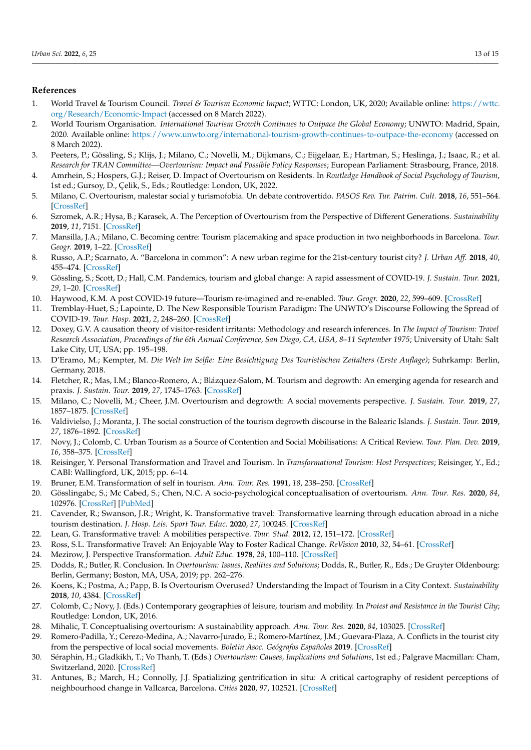## References

1. World Travel & Tourism Council. *Travel & Tourism Economic Impact*; WTTC: London, UK, 2020; Available online: https://wttc.org/Research/Economic-Impact (accessed on 8 March 2022).
2. World Tourism Organisation. *International Tourism Growth Continues to Outpace the Global Economy*; UNWTO: Madrid, Spain, 2020. Available online: https://www.unwto.org/international-tourism-growth-continues-to-outpace-the-economy (accessed on 8 March 2022).
3. Peeters, P.; Gössling, S.; Klijs, J.; Milano, C.; Novelli, M.; Dijkmans, C.; Eijgelaar, E.; Hartman, S.; Heslinga, J.; Isaac, R.; et al. *Research for TRAN Committee—Overtourism: Impact and Possible Policy Responses*; European Parliament: Strasbourg, France, 2018.
4. Amrhein, S.; Hospers, G.J.; Reiser, D. Impact of Overtourism on Residents. In *Routledge Handbook of Social Psychology of Tourism*, 1st ed.; Gursoy, D., Çelik, S., Eds.; Routledge: London, UK, 2022.
5. Milano, C. Overtourism, malestar social y turismofobia. Un debate controvertido. *PASOS Rev. Tur. Patrim. Cult.* **2018**, *16*, 551–564. [CrossRef]
6. Szromek, A.R.; Hysa, B.; Karasek, A. The Perception of Overtourism from the Perspective of Different Generations. *Sustainability* **2019**, *11*, 7151. [CrossRef]
7. Mansilla, J.A.; Milano, C. Becoming centre: Tourism placemaking and space production in two neighborhoods in Barcelona. *Tour. Geogr.* **2019**, 1–22. [CrossRef]
8. Russo, A.P.; Scarnato, A. "Barcelona in common": A new urban regime for the 21st-century tourist city? *J. Urban Aff.* **2018**, *40*, 455–474. [CrossRef]
9. Gössling, S.; Scott, D.; Hall, C.M. Pandemics, tourism and global change: A rapid assessment of COVID-19. *J. Sustain. Tour.* **2021**, *29*, 1–20. [CrossRef]
10. Haywood, K.M. A post COVID-19 future—Tourism re-imagined and re-enabled. *Tour. Geogr.* **2020**, *22*, 599–609. [CrossRef]
11. Tremblay-Huet, S.; Lapointe, D. The New Responsible Tourism Paradigm: The UNWTO's Discourse Following the Spread of COVID-19. *Tour. Hosp.* **2021**, *2*, 248–260. [CrossRef]
12. Doxey, G.V. A causation theory of visitor-resident irritants: Methodology and research inferences. In *The Impact of Tourism: Travel Research Association, Proceedings of the 6th Annual Conference, San Diego, CA, USA, 8–11 September 1975*; University of Utah: Salt Lake City, UT, USA; pp. 195–198.
13. D'Eramo, M.; Kempter, M. *Die Welt Im Selfie: Eine Besichtigung Des Touristischen Zeitalters (Erste Auflage)*; Suhrkamp: Berlin, Germany, 2018.
14. Fletcher, R.; Mas, I.M.; Blanco-Romero, A.; Blázquez-Salom, M. Tourism and degrowth: An emerging agenda for research and praxis. *J. Sustain. Tour.* **2019**, *27*, 1745–1763. [CrossRef]
15. Milano, C.; Novelli, M.; Cheer, J.M. Overtourism and degrowth: A social movements perspective. *J. Sustain. Tour.* **2019**, *27*, 1857–1875. [CrossRef]
16. Valdivielso, J.; Moranta, J. The social construction of the tourism degrowth discourse in the Balearic Islands. *J. Sustain. Tour.* **2019**, *27*, 1876–1892. [CrossRef]
17. Novy, J.; Colomb, C. Urban Tourism as a Source of Contention and Social Mobilisations: A Critical Review. *Tour. Plan. Dev.* **2019**, *16*, 358–375. [CrossRef]
18. Reisinger, Y. Personal Transformation and Travel and Tourism. In *Transformational Tourism: Host Perspectives*; Reisinger, Y., Ed.; CABI: Wallingford, UK, 2015; pp. 6–14.
19. Bruner, E.M. Transformation of self in tourism. *Ann. Tour. Res.* **1991**, *18*, 238–250. [CrossRef]
20. Gösslingabc, S.; Mc Cabed, S.; Chen, N.C. A socio-psychological conceptualisation of overtourism. *Ann. Tour. Res.* **2020**, *84*, 102976. [CrossRef] [PubMed]
21. Cavender, R.; Swanson, J.R.; Wright, K. Transformative travel: Transformative learning through education abroad in a niche tourism destination. *J. Hosp. Leis. Sport Tour. Educ.* **2020**, *27*, 100245. [CrossRef]
22. Lean, G. Transformative travel: A mobilities perspective. *Tour. Stud.* **2012**, *12*, 151–172. [CrossRef]
23. Ross, S.L. Transformative Travel: An Enjoyable Way to Foster Radical Change. *ReVision* **2010**, *32*, 54–61. [CrossRef]
24. Mezirow, J. Perspective Transformation. *Adult Educ.* **1978**, *28*, 100–110. [CrossRef]
25. Dodds, R.; Butler, R. Conclusion. In *Overtourism: Issues, Realities and Solutions*; Dodds, R., Butler, R., Eds.; De Gruyter Oldenbourg: Berlin, Germany; Boston, MA, USA, 2019; pp. 262–276.
26. Koens, K.; Postma, A.; Papp, B. Is Overtourism Overused? Understanding the Impact of Tourism in a City Context. *Sustainability* **2018**, *10*, 4384. [CrossRef]
27. Colomb, C.; Novy, J. (Eds.) Contemporary geographies of leisure, tourism and mobility. In *Protest and Resistance in the Tourist City*; Routledge: London, UK, 2016.
28. Mihalic, T. Conceptualising overtourism: A sustainability approach. *Ann. Tour. Res.* **2020**, *84*, 103025. [CrossRef]
29. Romero-Padilla, Y.; Cerezo-Medina, A.; Navarro-Jurado, E.; Romero-Martínez, J.M.; Guevara-Plaza, A. Conflicts in the tourist city from the perspective of local social movements. *Boletín Asoc. Geógrafos Españoles* **2019**. [CrossRef]
30. Séraphin, H.; Gladkikh, T.; Vo Thanh, T. (Eds.) *Overtourism: Causes, Implications and Solutions*, 1st ed.; Palgrave Macmillan: Cham, Switzerland, 2020. [CrossRef]
31. Antunes, B.; March, H.; Connolly, J.J. Spatializing gentrification in situ: A critical cartography of resident perceptions of neighbourhood change in Vallcarca, Barcelona. *Cities* **2020**, *97*, 102521. [CrossRef]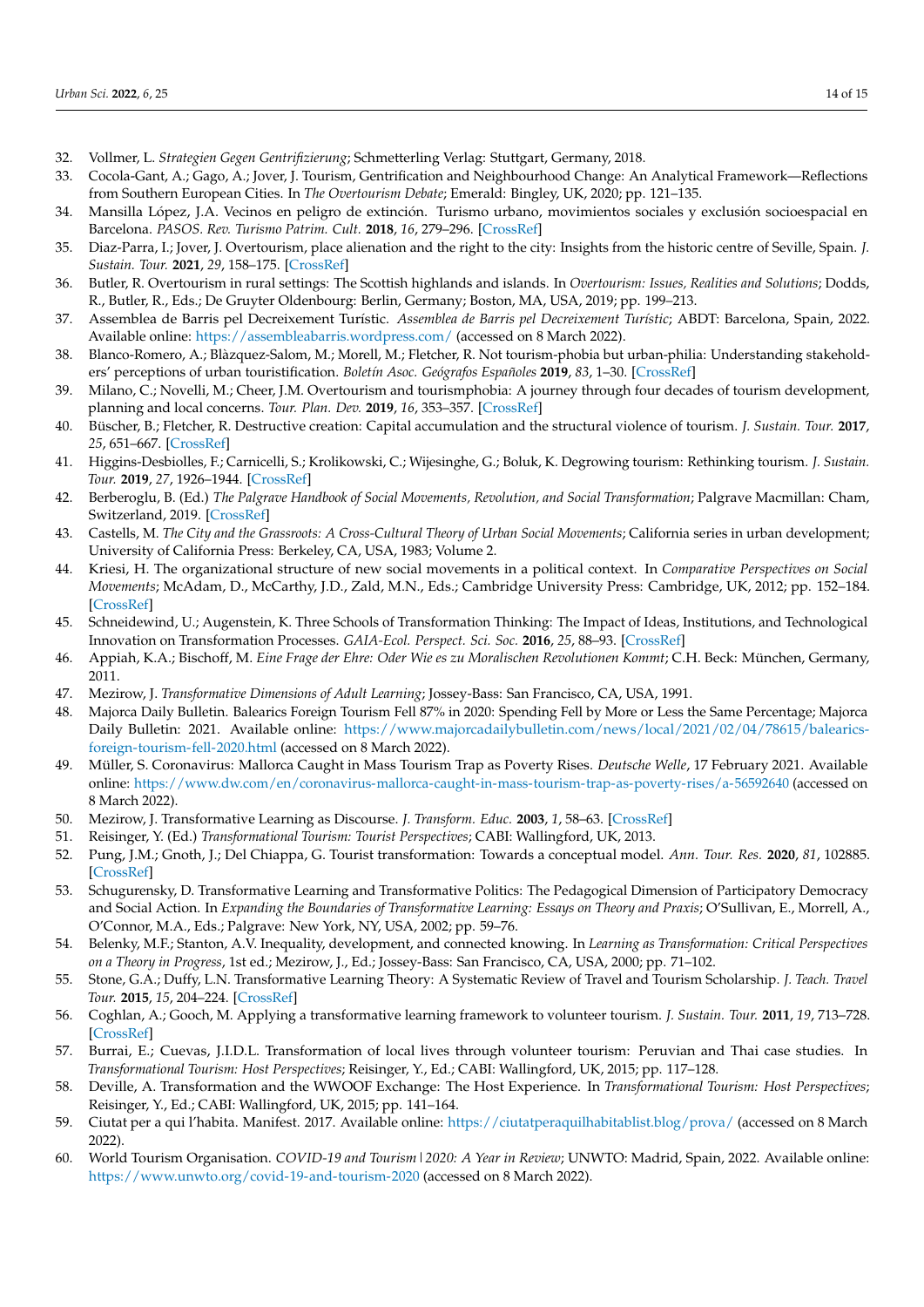32. Vollmer, L. *Strategien Gegen Gentrifizierung*; Schmetterling Verlag: Stuttgart, Germany, 2018.
33. Cocola-Gant, A.; Gago, A.; Jover, J. Tourism, Gentrification and Neighbourhood Change: An Analytical Framework—Reflections from Southern European Cities. In *The Overtourism Debate*; Emerald: Bingley, UK, 2020; pp. 121–135.
34. Mansilla López, J.A. Vecinos en peligro de extinción. Turismo urbano, movimientos sociales y exclusión socioespacial en Barcelona. *PASOS. Rev. Turismo Patrim. Cult.* **2018**, *16*, 279–296. [CrossRef]
35. Diaz-Parra, I.; Jover, J. Overtourism, place alienation and the right to the city: Insights from the historic centre of Seville, Spain. *J. Sustain. Tour.* **2021**, *29*, 158–175. [CrossRef]
36. Butler, R. Overtourism in rural settings: The Scottish highlands and islands. In *Overtourism: Issues, Realities and Solutions*; Dodds, R., Butler, R., Eds.; De Gruyter Oldenbourg: Berlin, Germany; Boston, MA, USA, 2019; pp. 199–213.
37. Assemblea de Barris pel Decreixement Turístic. *Assemblea de Barris pel Decreixement Turístic*; ABDT: Barcelona, Spain, 2022. Available online: https://assembleabarris.wordpress.com/ (accessed on 8 March 2022).
38. Blanco-Romero, A.; Blàzquez-Salom, M.; Morell, M.; Fletcher, R. Not tourism-phobia but urban-philia: Understanding stakeholders' perceptions of urban touristification. *Boletín Asoc. Geógrafos Españoles* **2019**, *83*, 1–30. [CrossRef]
39. Milano, C.; Novelli, M.; Cheer, J.M. Overtourism and tourismphobia: A journey through four decades of tourism development, planning and local concerns. *Tour. Plan. Dev.* **2019**, *16*, 353–357. [CrossRef]
40. Büscher, B.; Fletcher, R. Destructive creation: Capital accumulation and the structural violence of tourism. *J. Sustain. Tour.* **2017**, *25*, 651–667. [CrossRef]
41. Higgins-Desbiolles, F.; Carnicelli, S.; Krolikowski, C.; Wijesinghe, G.; Boluk, K. Degrowing tourism: Rethinking tourism. *J. Sustain. Tour.* **2019**, *27*, 1926–1944. [CrossRef]
42. Berberoglu, B. (Ed.) *The Palgrave Handbook of Social Movements, Revolution, and Social Transformation*; Palgrave Macmillan: Cham, Switzerland, 2019. [CrossRef]
43. Castells, M. *The City and the Grassroots: A Cross-Cultural Theory of Urban Social Movements*; California series in urban development; University of California Press: Berkeley, CA, USA, 1983; Volume 2.
44. Kriesi, H. The organizational structure of new social movements in a political context. In *Comparative Perspectives on Social Movements*; McAdam, D., McCarthy, J.D., Zald, M.N., Eds.; Cambridge University Press: Cambridge, UK, 2012; pp. 152–184. [CrossRef]
45. Schneidewind, U.; Augenstein, K. Three Schools of Transformation Thinking: The Impact of Ideas, Institutions, and Technological Innovation on Transformation Processes. *GAIA-Ecol. Perspect. Sci. Soc.* **2016**, *25*, 88–93. [CrossRef]
46. Appiah, K.A.; Bischoff, M. *Eine Frage der Ehre: Oder Wie es zu Moralischen Revolutionen Kommt*; C.H. Beck: München, Germany, 2011.
47. Mezirow, J. *Transformative Dimensions of Adult Learning*; Jossey-Bass: San Francisco, CA, USA, 1991.
48. Majorca Daily Bulletin. Balearics Foreign Tourism Fell 87% in 2020: Spending Fell by More or Less the Same Percentage; Majorca Daily Bulletin: 2021. Available online: https://www.majorcadailybulletin.com/news/local/2021/02/04/78615/balearics-foreign-tourism-fell-2020.html (accessed on 8 March 2022).
49. Müller, S. Coronavirus: Mallorca Caught in Mass Tourism Trap as Poverty Rises. *Deutsche Welle*, 17 February 2021. Available online: https://www.dw.com/en/coronavirus-mallorca-caught-in-mass-tourism-trap-as-poverty-rises/a-56592640 (accessed on 8 March 2022).
50. Mezirow, J. Transformative Learning as Discourse. *J. Transform. Educ.* **2003**, *1*, 58–63. [CrossRef]
51. Reisinger, Y. (Ed.) *Transformational Tourism: Tourist Perspectives*; CABI: Wallingford, UK, 2013.
52. Pung, J.M.; Gnoth, J.; Del Chiappa, G. Tourist transformation: Towards a conceptual model. *Ann. Tour. Res.* **2020**, *81*, 102885. [CrossRef]
53. Schugurensky, D. Transformative Learning and Transformative Politics: The Pedagogical Dimension of Participatory Democracy and Social Action. In *Expanding the Boundaries of Transformative Learning: Essays on Theory and Praxis*; O'Sullivan, E., Morrell, A., O'Connor, M.A., Eds.; Palgrave: New York, NY, USA, 2002; pp. 59–76.
54. Belenky, M.F.; Stanton, A.V. Inequality, development, and connected knowing. In *Learning as Transformation: Critical Perspectives on a Theory in Progress*, 1st ed.; Mezirow, J., Ed.; Jossey-Bass: San Francisco, CA, USA, 2000; pp. 71–102.
55. Stone, G.A.; Duffy, L.N. Transformative Learning Theory: A Systematic Review of Travel and Tourism Scholarship. *J. Teach. Travel Tour.* **2015**, *15*, 204–224. [CrossRef]
56. Coghlan, A.; Gooch, M. Applying a transformative learning framework to volunteer tourism. *J. Sustain. Tour.* **2011**, *19*, 713–728. [CrossRef]
57. Burrai, E.; Cuevas, J.I.D.L. Transformation of local lives through volunteer tourism: Peruvian and Thai case studies. In *Transformational Tourism: Host Perspectives*; Reisinger, Y., Ed.; CABI: Wallingford, UK, 2015; pp. 117–128.
58. Deville, A. Transformation and the WWOOF Exchange: The Host Experience. In *Transformational Tourism: Host Perspectives*; Reisinger, Y., Ed.; CABI: Wallingford, UK, 2015; pp. 141–164.
59. Ciutat per a qui l'habita. Manifest. 2017. Available online: https://ciutatperaquilhabitablist.blog/prova/ (accessed on 8 March 2022).
60. World Tourism Organisation. *COVID-19 and Tourism | 2020: A Year in Review*; UNWTO: Madrid, Spain, 2022. Available online: https://www.unwto.org/covid-19-and-tourism-2020 (accessed on 8 March 2022).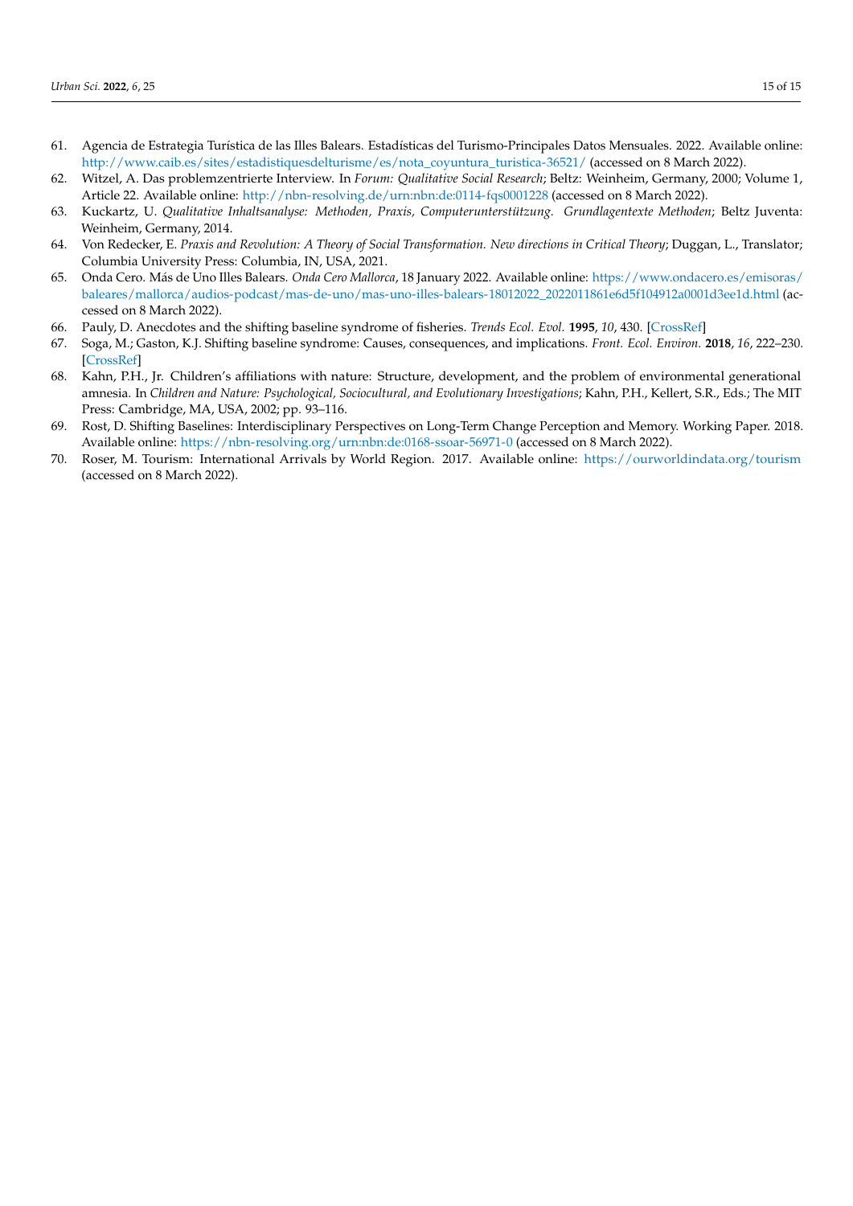61. Agencia de Estrategia Turística de las Illes Balears. Estadísticas del Turismo-Principales Datos Mensuales. 2022. Available online: http://www.caib.es/sites/estadistiquesdelturisme/es/nota_coyuntura_turistica-36521/ (accessed on 8 March 2022).
62. Witzel, A. Das problemzentrierte Interview. In *Forum: Qualitative Social Research*; Beltz: Weinheim, Germany, 2000; Volume 1, Article 22. Available online: http://nbn-resolving.de/urn:nbn:de:0114-fqs0001228 (accessed on 8 March 2022).
63. Kuckartz, U. *Qualitative Inhaltsanalyse: Methoden, Praxis, Computerunterstützung. Grundlagentexte Methoden*; Beltz Juventa: Weinheim, Germany, 2014.
64. Von Redecker, E. *Praxis and Revolution: A Theory of Social Transformation. New directions in Critical Theory*; Duggan, L., Translator; Columbia University Press: Columbia, IN, USA, 2021.
65. Onda Cero. Más de Uno Illes Balears. *Onda Cero Mallorca*, 18 January 2022. Available online: https://www.ondacero.es/emisoras/baleares/mallorca/audios-podcast/mas-de-uno/mas-uno-illes-balears-18012022_2022011861e6d5f104912a0001d3ee1d.html (accessed on 8 March 2022).
66. Pauly, D. Anecdotes and the shifting baseline syndrome of fisheries. *Trends Ecol. Evol.* **1995**, *10*, 430. [CrossRef]
67. Soga, M.; Gaston, K.J. Shifting baseline syndrome: Causes, consequences, and implications. *Front. Ecol. Environ.* **2018**, *16*, 222–230. [CrossRef]
68. Kahn, P.H., Jr. Children's affiliations with nature: Structure, development, and the problem of environmental generational amnesia. In *Children and Nature: Psychological, Sociocultural, and Evolutionary Investigations*; Kahn, P.H., Kellert, S.R., Eds.; The MIT Press: Cambridge, MA, USA, 2002; pp. 93–116.
69. Rost, D. Shifting Baselines: Interdisciplinary Perspectives on Long-Term Change Perception and Memory. Working Paper. 2018. Available online: https://nbn-resolving.org/urn:nbn:de:0168-ssoar-56971-0 (accessed on 8 March 2022).
70. Roser, M. Tourism: International Arrivals by World Region. 2017. Available online: https://ourworldindata.org/tourism (accessed on 8 March 2022).